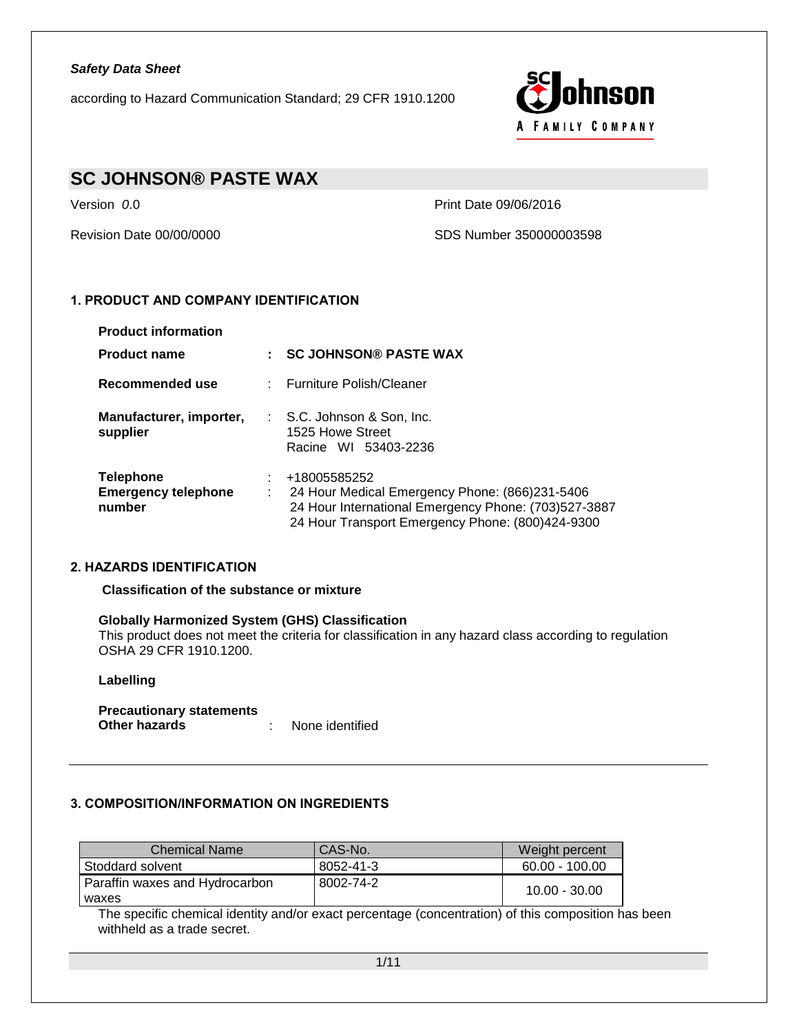*Safety Data Sheet*

according to Hazard Communication Standard; 29 CFR 1910.1200

# SC JOHNSON® PASTE WAX

Version *0*.0

Print Date 09/06/2016

Revision Date 00/00/0000

SDS Number 350000003598

## 1. PRODUCT AND COMPANY IDENTIFICATION

**Product information**

**Product name** : **SC JOHNSON® PASTE WAX**

**Recommended use** : Furniture Polish/Cleaner

**Manufacturer, importer, supplier** : S.C. Johnson & Son, Inc.
1525 Howe Street
Racine WI 53403-2236

**Telephone** : +18005585252

**Emergency telephone number** : 24 Hour Medical Emergency Phone: (866)231-5406
24 Hour International Emergency Phone: (703)527-3887
24 Hour Transport Emergency Phone: (800)424-9300

## 2. HAZARDS IDENTIFICATION

**Classification of the substance or mixture**

**Globally Harmonized System (GHS) Classification**

This product does not meet the criteria for classification in any hazard class according to regulation OSHA 29 CFR 1910.1200.

**Labelling**

**Precautionary statements**

**Other hazards** : None identified

## 3. COMPOSITION/INFORMATION ON INGREDIENTS

| Chemical Name | CAS-No. | Weight percent |
|---|---|---|
| Stoddard solvent | 8052-41-3 | 60.00 - 100.00 |
| Paraffin waxes and Hydrocarbon waxes | 8002-74-2 | 10.00 - 30.00 |

The specific chemical identity and/or exact percentage (concentration) of this composition has been withheld as a trade secret.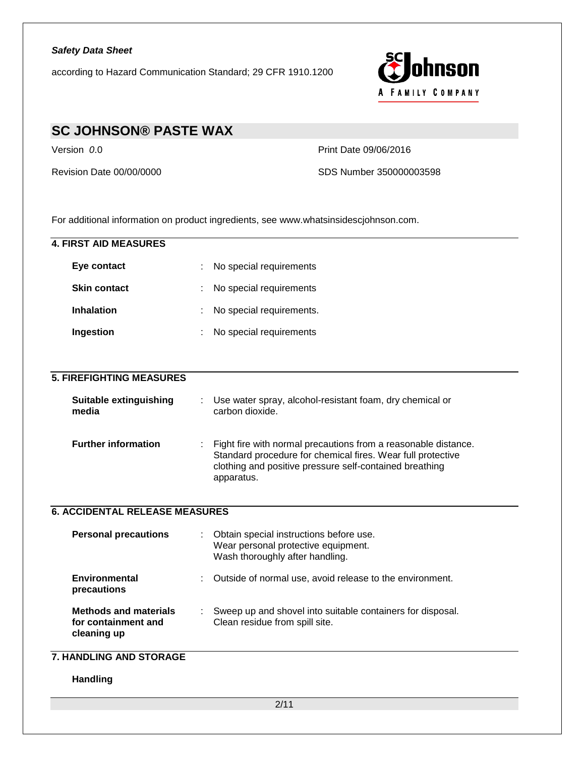For additional information on product ingredients, see www.whatsinsidescjohnson.com.

## 4. FIRST AID MEASURES

**Eye contact** : No special requirements

**Skin contact** : No special requirements

**Inhalation** : No special requirements.

**Ingestion** : No special requirements

## 5. FIREFIGHTING MEASURES

**Suitable extinguishing media** : Use water spray, alcohol-resistant foam, dry chemical or carbon dioxide.

**Further information** : Fight fire with normal precautions from a reasonable distance. Standard procedure for chemical fires. Wear full protective clothing and positive pressure self-contained breathing apparatus.

## 6. ACCIDENTAL RELEASE MEASURES

**Personal precautions** : Obtain special instructions before use.
Wear personal protective equipment.
Wash thoroughly after handling.

**Environmental precautions** : Outside of normal use, avoid release to the environment.

**Methods and materials for containment and cleaning up** : Sweep up and shovel into suitable containers for disposal. Clean residue from spill site.

## 7. HANDLING AND STORAGE

**Handling**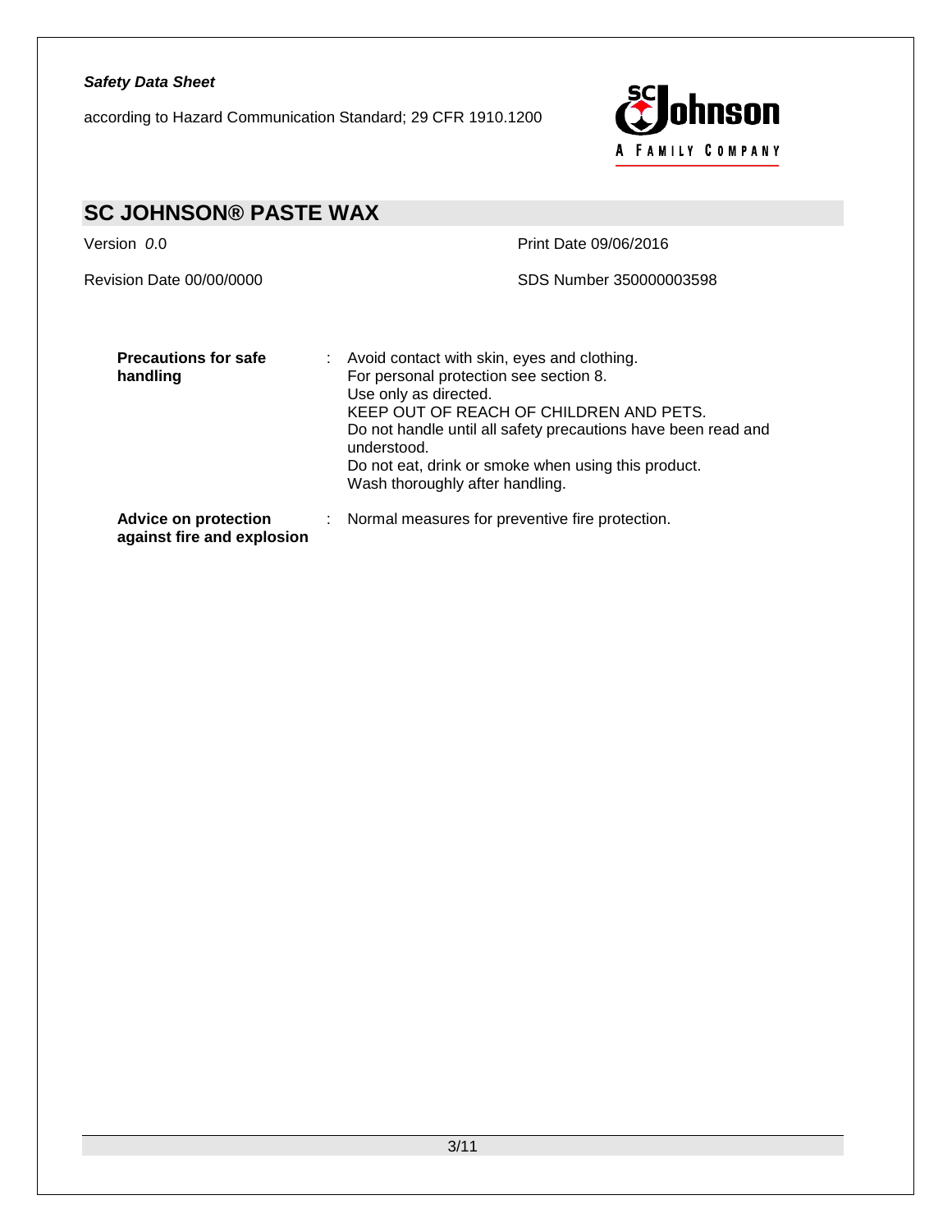| | |
|---|---|
| **Precations for safe handling** | Avoid contact with skin, eyes and clothing. For personal protection see section 8. Use only as directed. KEEP OUT OF REACH OF CHILDREN AND PETS. Do not handle until all safety precautions have been read and understood. Do not eat, drink or smoke when using this product. Wash thoroughly after handling. |
| **Advice on protection against fire and explosion** | Normal measures for preventive fire protection. |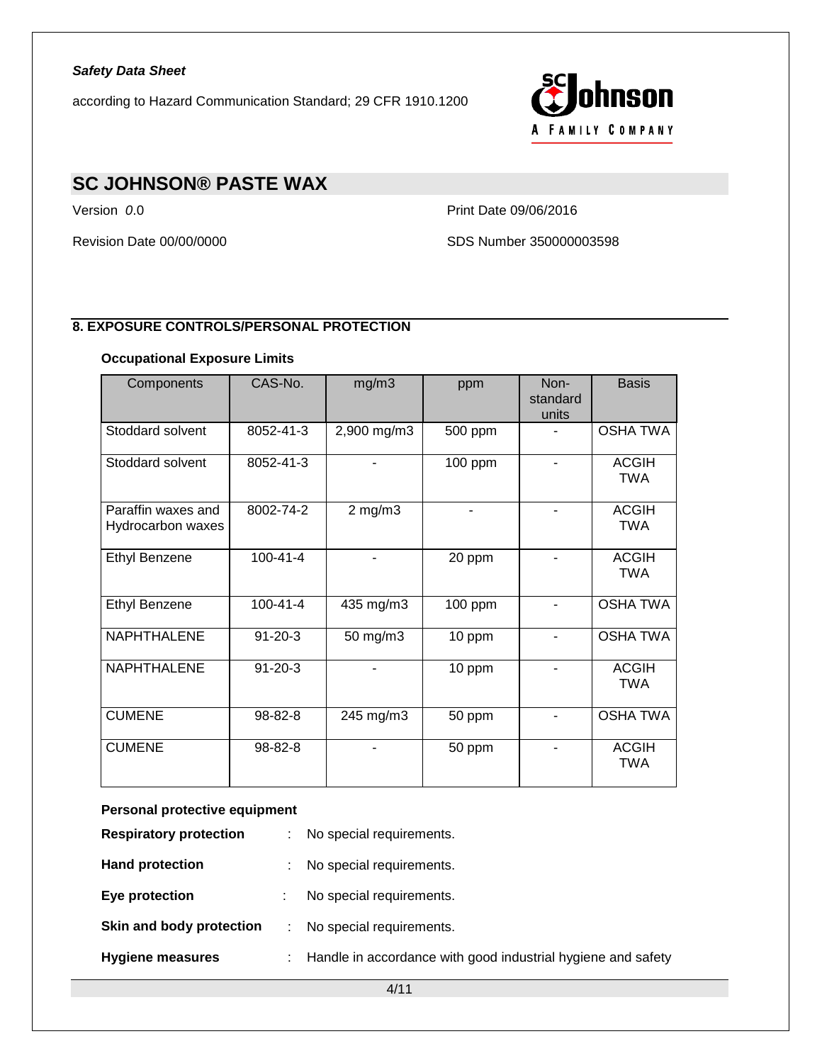## 8. EXPOSURE CONTROLS/PERSONAL PROTECTION

### Occupational Exposure Limits

| Components | CAS-No. | mg/m3 | ppm | Non-standard units | Basis |
|---|---|---|---|---|---|
| Stoddard solvent | 8052-41-3 | 2,900 mg/m3 | 500 ppm | - | OSHA TWA |
| Stoddard solvent | 8052-41-3 | - | 100 ppm | - | ACGIH TWA |
| Paraffin waxes and Hydrocarbon waxes | 8002-74-2 | 2 mg/m3 | - | - | ACGIH TWA |
| Ethyl Benzene | 100-41-4 | - | 20 ppm | - | ACGIH TWA |
| Ethyl Benzene | 100-41-4 | 435 mg/m3 | 100 ppm | - | OSHA TWA |
| NAPHTHALENE | 91-20-3 | 50 mg/m3 | 10 ppm | - | OSHA TWA |
| NAPHTHALENE | 91-20-3 | - | 10 ppm | - | ACGIH TWA |
| CUMENE | 98-82-8 | 245 mg/m3 | 50 ppm | - | OSHA TWA |
| CUMENE | 98-82-8 | - | 50 ppm | - | ACGIH TWA |

### Personal protective equipment

**Respiratory protection** : No special requirements.

**Hand protection** : No special requirements.

**Eye protection** : No special requirements.

**Skin and body protection** : No special requirements.

**Hygiene measures** : Handle in accordance with good industrial hygiene and safety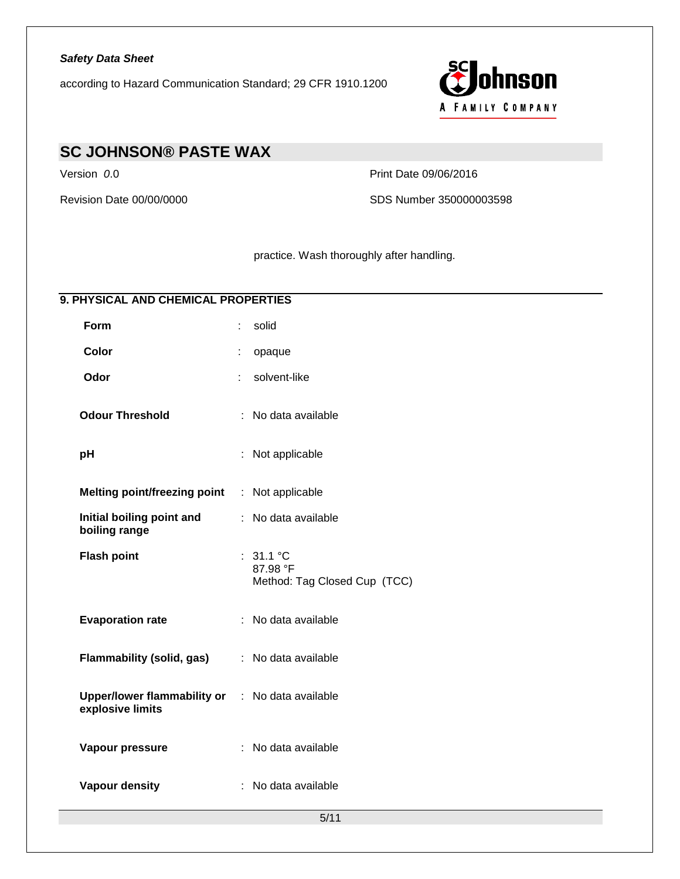practice. Wash thoroughly after handling.

## 9. PHYSICAL AND CHEMICAL PROPERTIES

| | | |
|---|---|---|
| **Form** | : | solid |
| **Color** | : | opaque |
| **Odor** | : | solvent-like |
| **Odour Threshold** | : | No data available |
| **pH** | : | Not applicable |
| **Melting point/freezing point** | : | Not applicable |
| **Initial boiling point and boiling range** | : | No data available |
| **Flash point** | : | 31.1 °C<br>87.98 °F<br>Method: Tag Closed Cup (TCC) |
| **Evaporation rate** | : | No data available |
| **Flammability (solid, gas)** | : | No data available |
| **Upper/lower flammability or explosive limits** | : | No data available |
| **Vapour pressure** | : | No data available |
| **Vapour density** | : | No data available |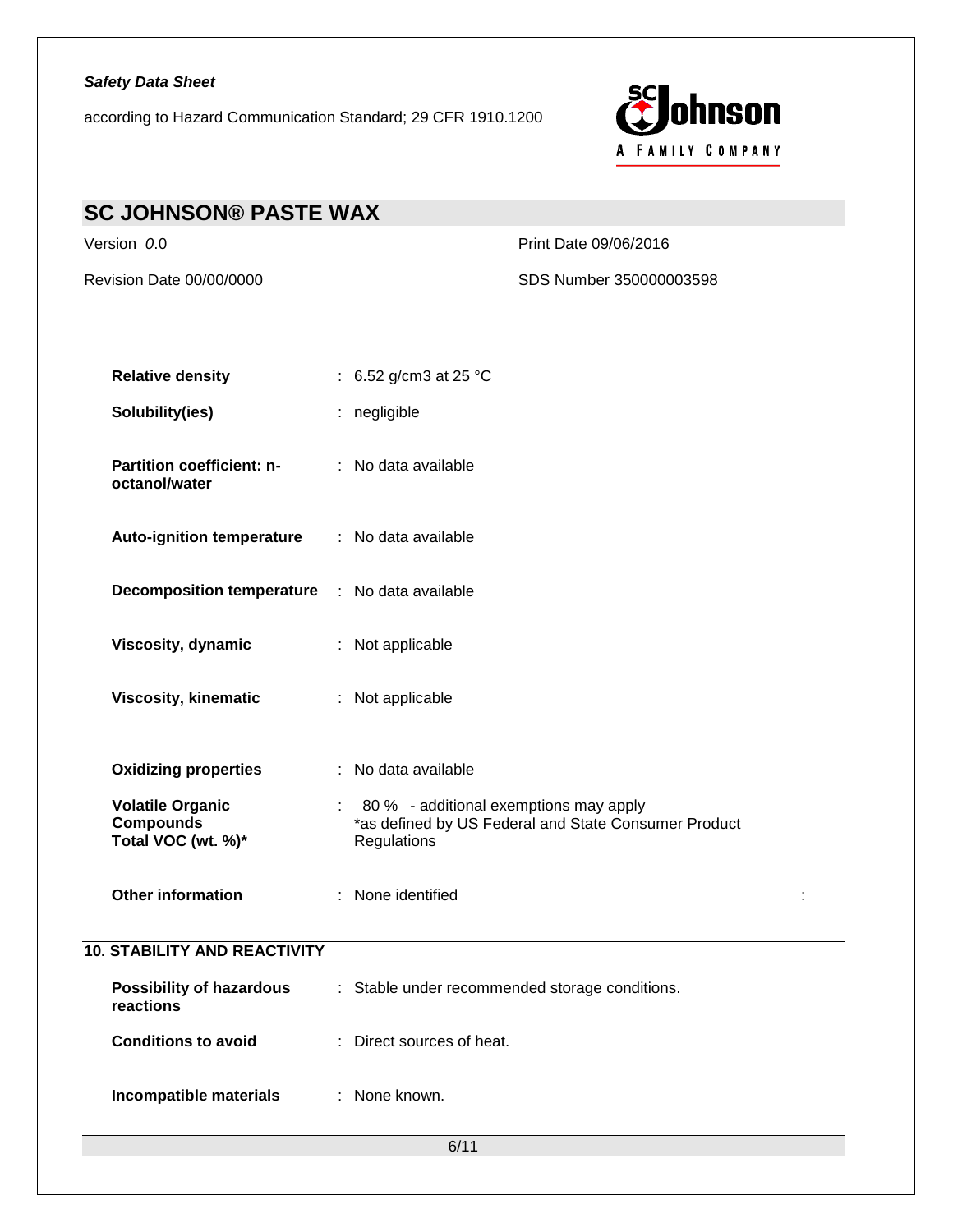| | | |
|---|---|---|
| **Relative density** | : | 6.52 g/cm3 at 25 °C |
| **Solubility(ies)** | : | negligible |
| **Partition coefficient: n-octanol/water** | : | No data available |
| **Auto-ignition temperature** | : | No data available |
| **Decomposition temperature** | : | No data available |
| **Viscosity, dynamic** | : | Not applicable |
| **Viscosity, kinematic** | : | Not applicable |
| **Oxidizing properties** | : | No data available |
| **Volatile Organic Compounds Total VOC (wt. %)*** | : | 80 % - additional exemptions may apply *as defined by US Federal and State Consumer Product Regulations |
| **Other information** | : | None identified |

## 10. STABILITY AND REACTIVITY

| | | |
|---|---|---|
| **Possibility of hazardous reactions** | : | Stable under recommended storage conditions. |
| **Conditions to avoid** | : | Direct sources of heat. |
| **Incompatible materials** | : | None known. |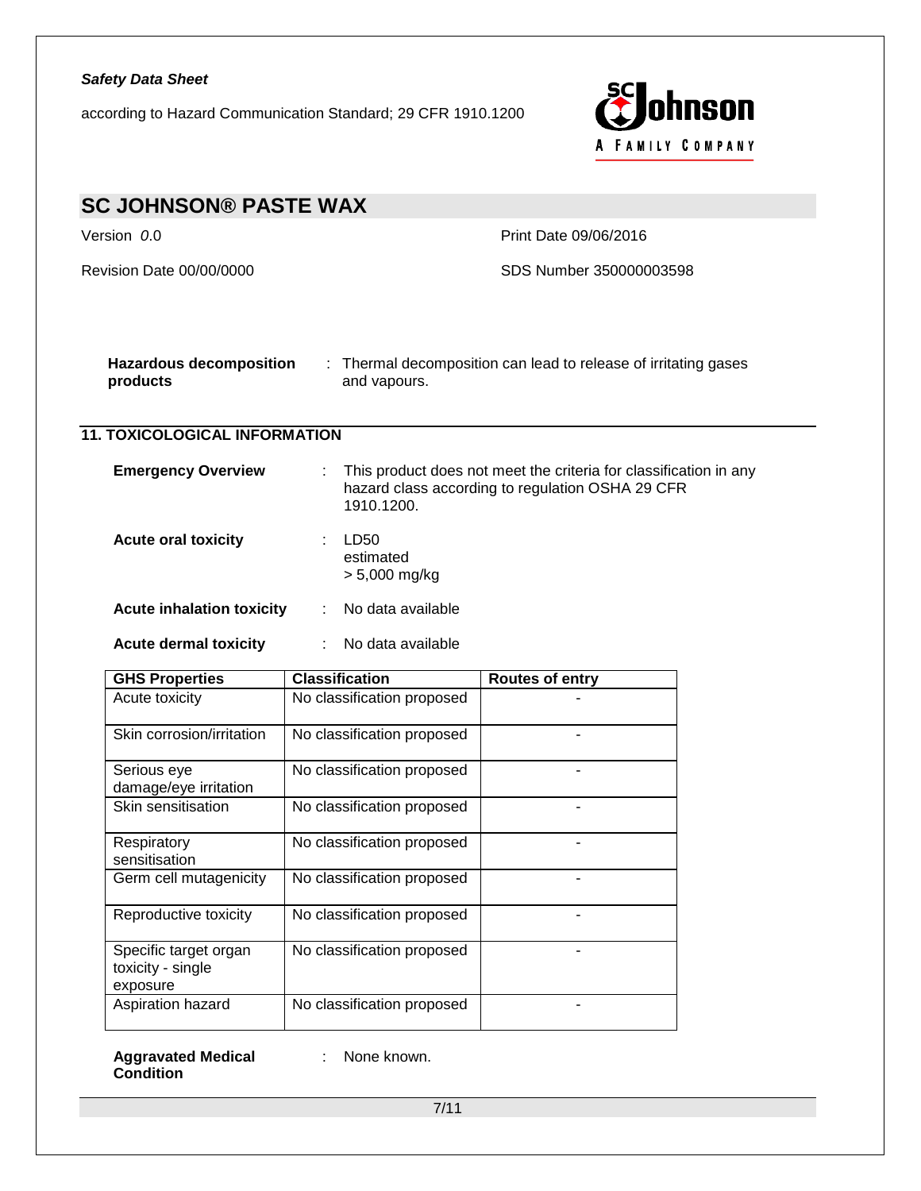**Hazardous decomposition products** : Thermal decomposition can lead to release of irritating gases and vapours.

## 11. TOXICOLOGICAL INFORMATION

**Emergency Overview** : This product does not meet the criteria for classification in any hazard class according to regulation OSHA 29 CFR 1910.1200.

**Acute oral toxicity** : LD50
estimated
> 5,000 mg/kg

**Acute inhalation toxicity** : No data available

**Acute dermal toxicity** : No data available

| GHS Properties | Classification | Routes of entry |
| --- | --- | --- |
| Acute toxicity | No classification proposed | - |
| Skin corrosion/irritation | No classification proposed | - |
| Serious eye damage/eye irritation | No classification proposed | - |
| Skin sensitisation | No classification proposed | - |
| Respiratory sensitisation | No classification proposed | - |
| Germ cell mutagenicity | No classification proposed | - |
| Reproductive toxicity | No classification proposed | - |
| Specific target organ toxicity - single exposure | No classification proposed | - |
| Aspiration hazard | No classification proposed | - |

**Aggravated Medical Condition** : None known.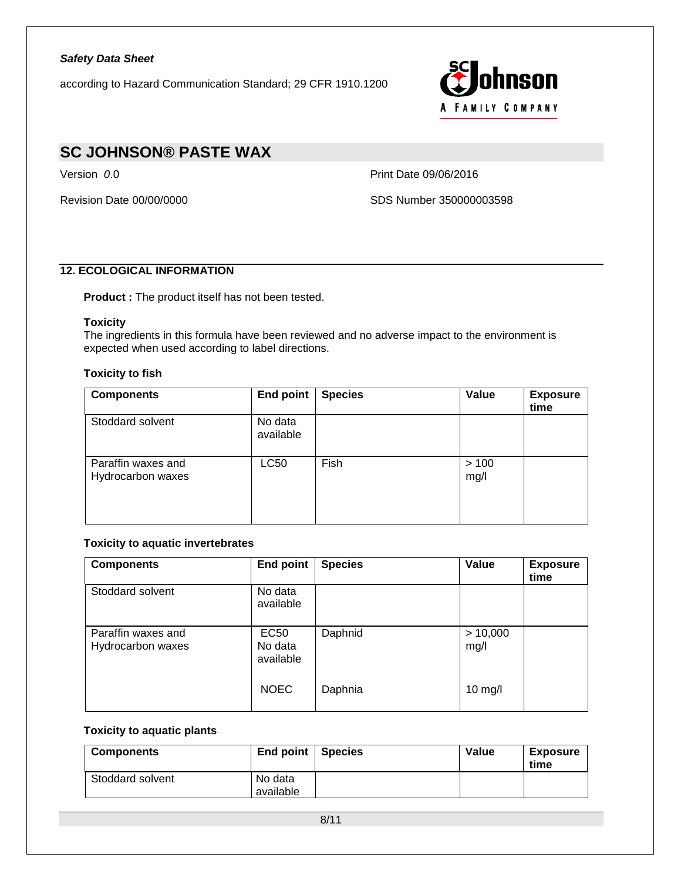## 12. ECOLOGICAL INFORMATION

**Product :** The product itself has not been tested.

**Toxicity**

The ingredients in this formula have been reviewed and no adverse impact to the environment is expected when used according to label directions.

**Toxicity to fish**

| Components | End point | Species | Value | Exposure time |
|---|---|---|---|---|
| Stoddard solvent | No data available | | | |
| Paraffin waxes and Hydrocarbon waxes | LC50 | Fish | > 100 mg/l | |

**Toxicity to aquatic invertebrates**

| Components | End point | Species | Value | Exposure time |
|---|---|---|---|---|
| Stoddard solvent | No data available | | | |
| Paraffin waxes and Hydrocarbon waxes | EC50 No data available | Daphnid | > 10,000 mg/l | |
| | NOEC | Daphnia | 10 mg/l | |

**Toxicity to aquatic plants**

| Components | End point | Species | Value | Exposure time |
|---|---|---|---|---|
| Stoddard solvent | No data available | | | |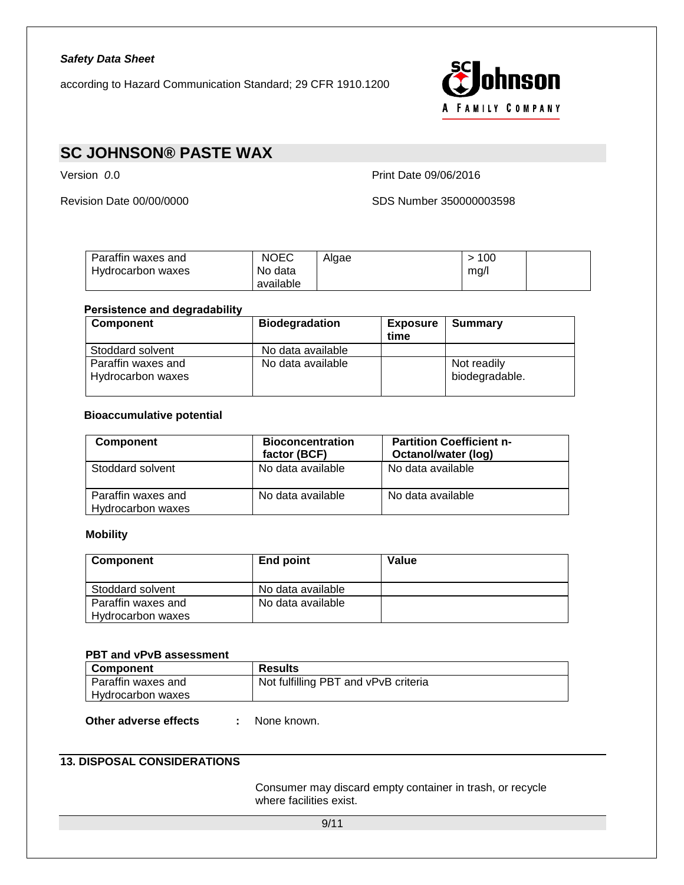| Paraffin waxes and Hydrocarbon waxes | NOEC No data available | Algae | > 100 mg/l | |
|---|---|---|---|---|

**Persistence and degradability**

| Component | Biodegradation | Exposure time | Summary |
|---|---|---|---|
| Stoddard solvent | No data available | | |
| Paraffin waxes and Hydrocarbon waxes | No data available | | Not readily biodegradable. |

**Bioaccumulative potential**

| Component | Bioconcentration factor (BCF) | Partition Coefficient n-Octanol/water (log) |
|---|---|---|
| Stoddard solvent | No data available | No data available |
| Paraffin waxes and Hydrocarbon waxes | No data available | No data available |

**Mobility**

| Component | End point | Value |
|---|---|---|
| Stoddard solvent | No data available | |
| Paraffin waxes and Hydrocarbon waxes | No data available | |

**PBT and vPvB assessment**

| Component | Results |
|---|---|
| Paraffin waxes and Hydrocarbon waxes | Not fulfilling PBT and vPvB criteria |

**Other adverse effects** : None known.

## 13. DISPOSAL CONSIDERATIONS

Consumer may discard empty container in trash, or recycle where facilities exist.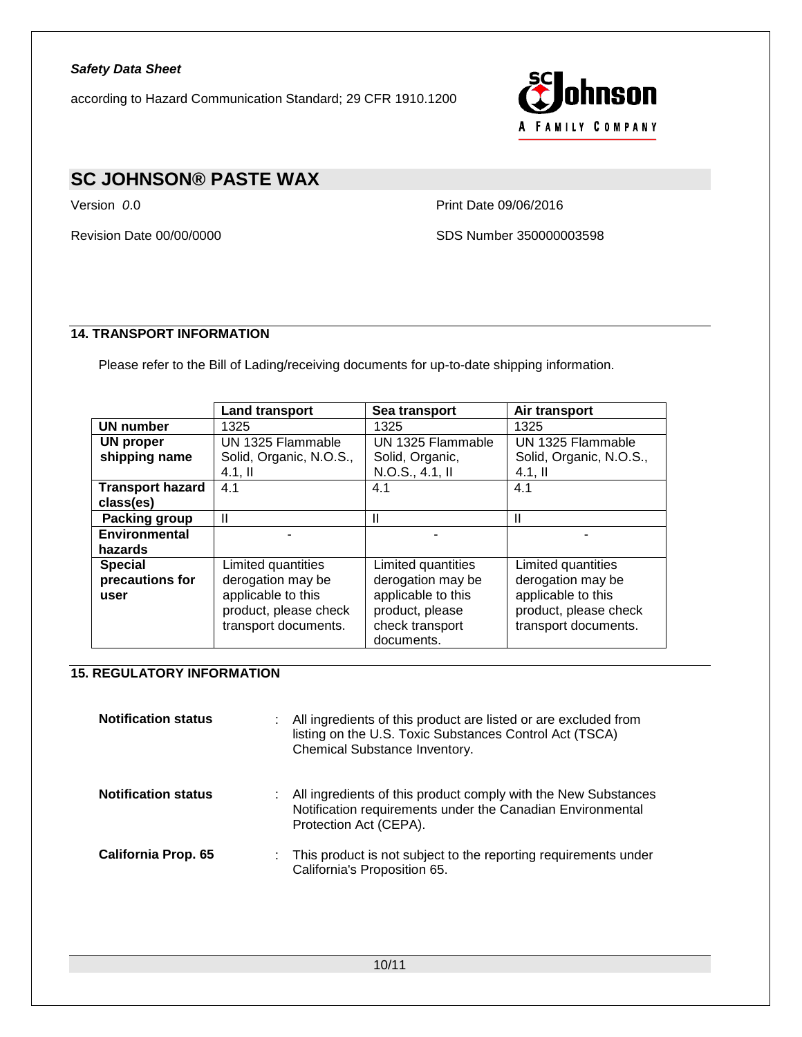## 14. TRANSPORT INFORMATION

Please refer to the Bill of Lading/receiving documents for up-to-date shipping information.

| | Land transport | Sea transport | Air transport |
|---|---|---|---|
| **UN number** | 1325 | 1325 | 1325 |
| **UN proper shipping name** | UN 1325 Flammable Solid, Organic, N.O.S., 4.1, II | UN 1325 Flammable Solid, Organic, N.O.S., 4.1, II | UN 1325 Flammable Solid, Organic, N.O.S., 4.1, II |
| **Transport hazard class(es)** | 4.1 | 4.1 | 4.1 |
| **Packing group** | II | II | II |
| **Environmental hazards** | - | - | - |
| **Special precautions for user** | Limited quantities derogation may be applicable to this product, please check transport documents. | Limited quantities derogation may be applicable to this product, please check transport documents. | Limited quantities derogation may be applicable to this product, please check transport documents. |

## 15. REGULATORY INFORMATION

**Notification status** : All ingredients of this product are listed or are excluded from listing on the U.S. Toxic Substances Control Act (TSCA) Chemical Substance Inventory.

**Notification status** : All ingredients of this product comply with the New Substances Notification requirements under the Canadian Environmental Protection Act (CEPA).

**California Prop. 65** : This product is not subject to the reporting requirements under California's Proposition 65.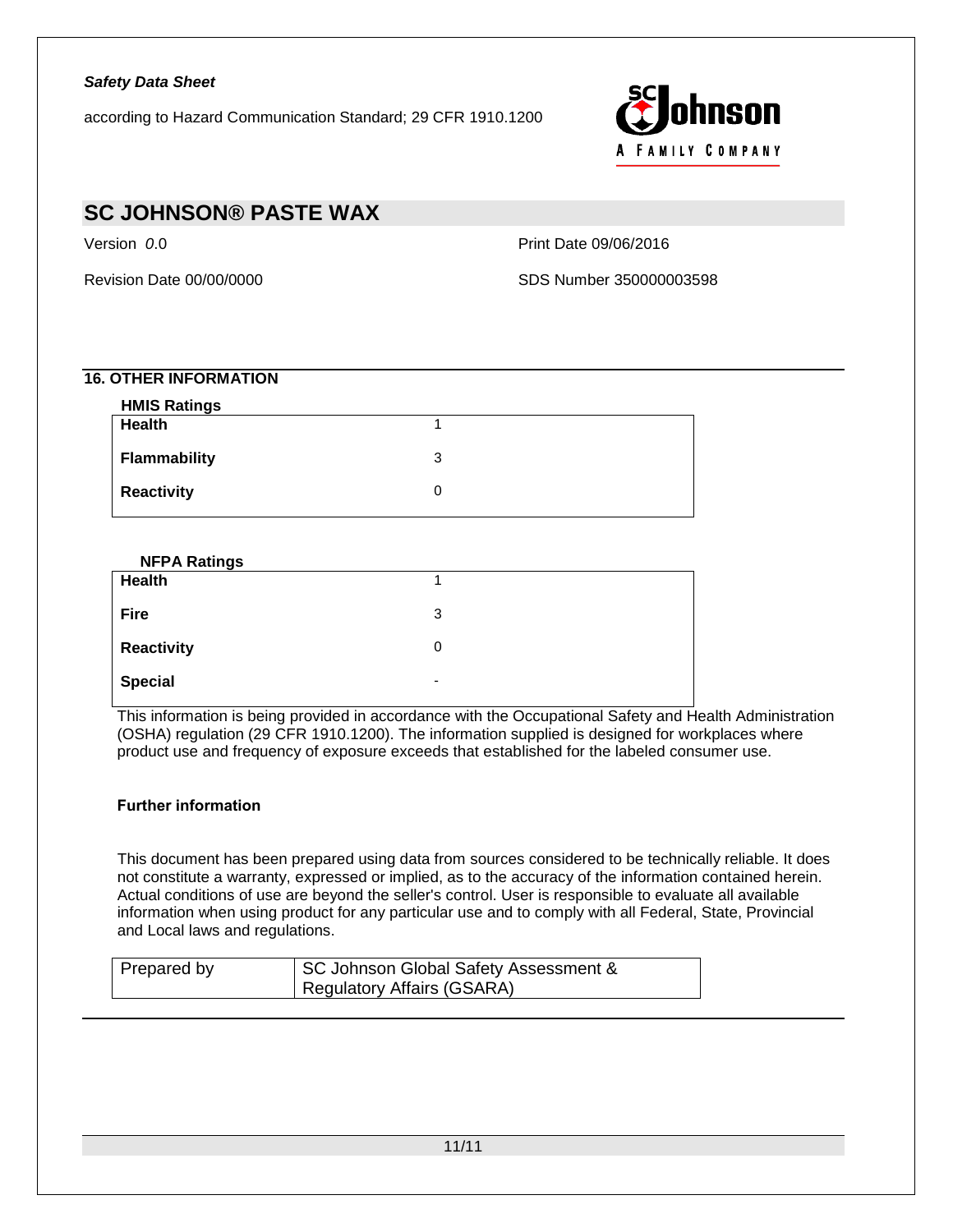## 16. OTHER INFORMATION

**HMIS Ratings**

| | |
|---|---|
| **Health** | 1 |
| **Flammability** | 3 |
| **Reactivity** | 0 |

**NFPA Ratings**

| | |
|---|---|
| **Health** | 1 |
| **Fire** | 3 |
| **Reactivity** | 0 |
| **Special** | - |

This information is being provided in accordance with the Occupational Safety and Health Administration (OSHA) regulation (29 CFR 1910.1200). The information supplied is designed for workplaces where product use and frequency of exposure exceeds that established for the labeled consumer use.

**Further information**

This document has been prepared using data from sources considered to be technically reliable. It does not constitute a warranty, expressed or implied, as to the accuracy of the information contained herein. Actual conditions of use are beyond the seller's control. User is responsible to evaluate all available information when using product for any particular use and to comply with all Federal, State, Provincial and Local laws and regulations.

| | |
|---|---|
| Prepared by | SC Johnson Global Safety Assessment & Regulatory Affairs (GSARA) |